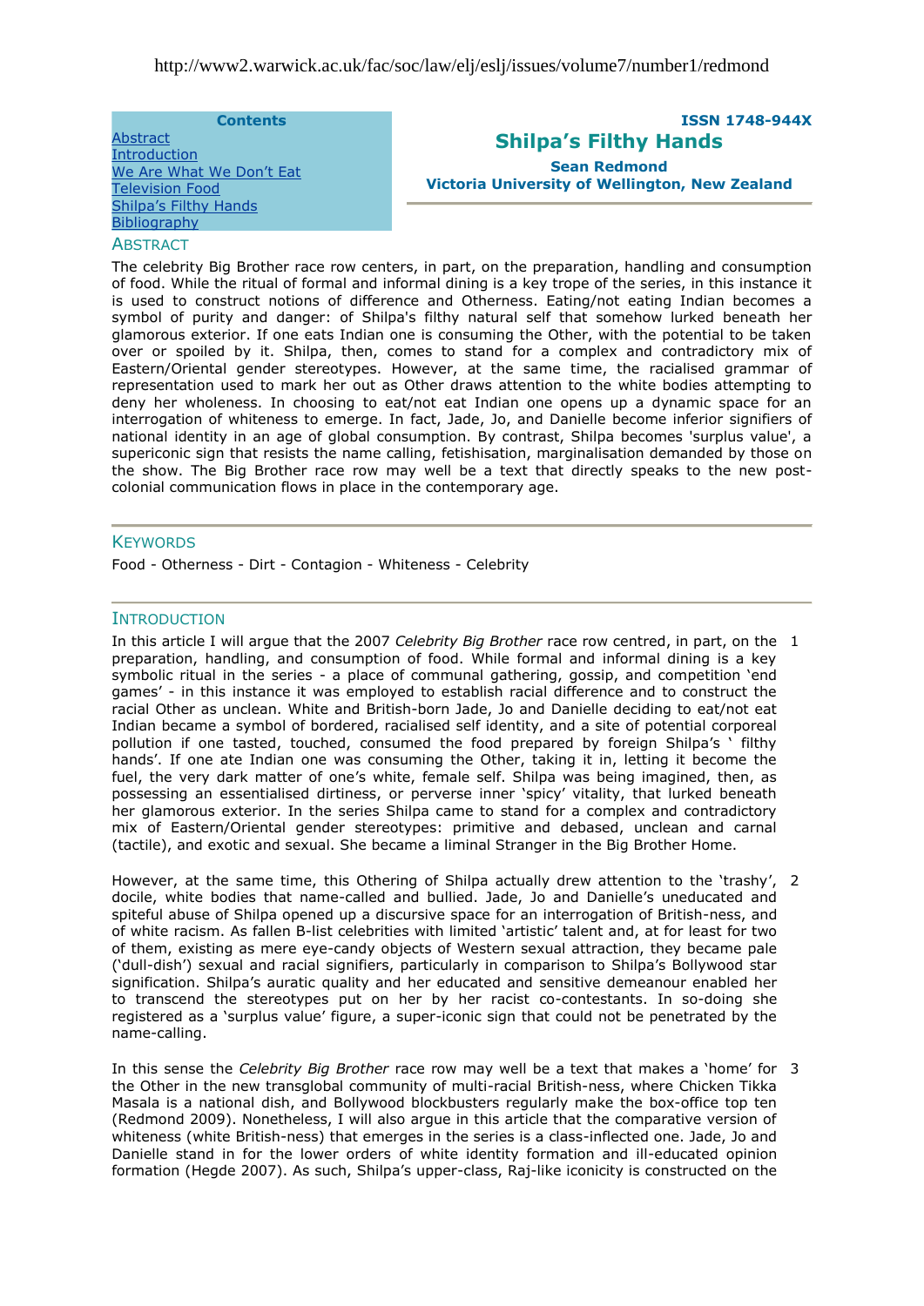http://www2.warwick.ac.uk/fac/soc/law/elj/eslj/issues/volume7/number1/redmond

**Contents**

- Abstract
- Introduction
- We Are What We Don't Eat
- Television Food
- Shilpa's Filthy Hands
- Bibliography

**ISSN 1748-944X**

# Shilpa's Filthy Hands

**Sean Redmond**
**Victoria University of Wellington, New Zealand**

## Abstract

The celebrity Big Brother race row centers, in part, on the preparation, handling and consumption of food. While the ritual of formal and informal dining is a key trope of the series, in this instance it is used to construct notions of difference and Otherness. Eating/not eating Indian becomes a symbol of purity and danger: of Shilpa's filthy natural self that somehow lurked beneath her glamorous exterior. If one eats Indian one is consuming the Other, with the potential to be taken over or spoiled by it. Shilpa, then, comes to stand for a complex and contradictory mix of Eastern/Oriental gender stereotypes. However, at the same time, the racialised grammar of representation used to mark her out as Other draws attention to the white bodies attempting to deny her wholeness. In choosing to eat/not eat Indian one opens up a dynamic space for an interrogation of whiteness to emerge. In fact, Jade, Jo, and Danielle become inferior signifiers of national identity in an age of global consumption. By contrast, Shilpa becomes 'surplus value', a supericonic sign that resists the name calling, fetishisation, marginalisation demanded by those on the show. The Big Brother race row may well be a text that directly speaks to the new post-colonial communication flows in place in the contemporary age.

## Keywords

Food - Otherness - Dirt - Contagion - Whiteness - Celebrity

## Introduction

1 In this article I will argue that the 2007 *Celebrity Big Brother* race row centred, in part, on the preparation, handling, and consumption of food. While formal and informal dining is a key symbolic ritual in the series - a place of communal gathering, gossip, and competition 'end games' - in this instance it was employed to establish racial difference and to construct the racial Other as unclean. White and British-born Jade, Jo and Danielle deciding to eat/not eat Indian became a symbol of bordered, racialised self identity, and a site of potential corporeal pollution if one tasted, touched, consumed the food prepared by foreign Shilpa's ' filthy hands'. If one ate Indian one was consuming the Other, taking it in, letting it become the fuel, the very dark matter of one's white, female self. Shilpa was being imagined, then, as possessing an essentialised dirtiness, or perverse inner 'spicy' vitality, that lurked beneath her glamorous exterior. In the series Shilpa came to stand for a complex and contradictory mix of Eastern/Oriental gender stereotypes: primitive and debased, unclean and carnal (tactile), and exotic and sexual. She became a liminal Stranger in the Big Brother Home.

2 However, at the same time, this Othering of Shilpa actually drew attention to the 'trashy', docile, white bodies that name-called and bullied. Jade, Jo and Danielle's uneducated and spiteful abuse of Shilpa opened up a discursive space for an interrogation of British-ness, and of white racism. As fallen B-list celebrities with limited 'artistic' talent and, at for least for two of them, existing as mere eye-candy objects of Western sexual attraction, they became pale ('dull-dish') sexual and racial signifiers, particularly in comparison to Shilpa's Bollywood star signification. Shilpa's auratic quality and her educated and sensitive demeanour enabled her to transcend the stereotypes put on her by her racist co-contestants. In so-doing she registered as a 'surplus value' figure, a super-iconic sign that could not be penetrated by the name-calling.

3 In this sense the *Celebrity Big Brother* race row may well be a text that makes a 'home' for the Other in the new transglobal community of multi-racial British-ness, where Chicken Tikka Masala is a national dish, and Bollywood blockbusters regularly make the box-office top ten (Redmond 2009). Nonetheless, I will also argue in this article that the comparative version of whiteness (white British-ness) that emerges in the series is a class-inflected one. Jade, Jo and Danielle stand in for the lower orders of white identity formation and ill-educated opinion formation (Hegde 2007). As such, Shilpa's upper-class, Raj-like iconicity is constructed on the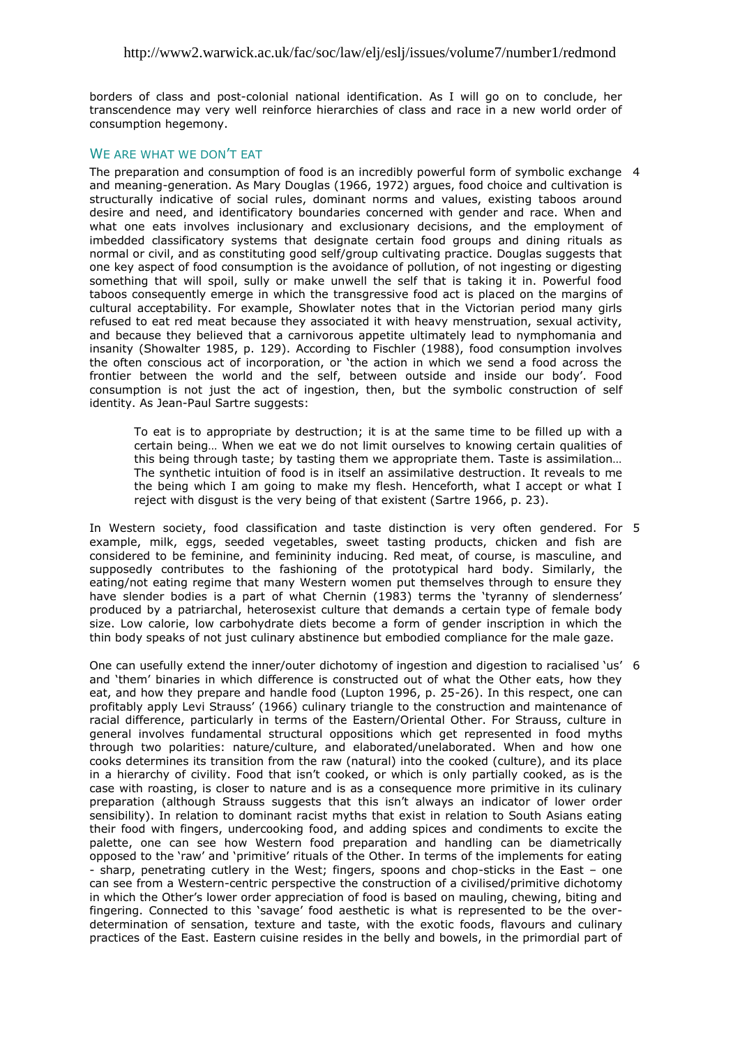borders of class and post-colonial national identification. As I will go on to conclude, her transcendence may very well reinforce hierarchies of class and race in a new world order of consumption hegemony.

## WE ARE WHAT WE DON'T EAT

4 The preparation and consumption of food is an incredibly powerful form of symbolic exchange and meaning-generation. As Mary Douglas (1966, 1972) argues, food choice and cultivation is structurally indicative of social rules, dominant norms and values, existing taboos around desire and need, and identificatory boundaries concerned with gender and race. When and what one eats involves inclusionary and exclusionary decisions, and the employment of imbedded classificatory systems that designate certain food groups and dining rituals as normal or civil, and as constituting good self/group cultivating practice. Douglas suggests that one key aspect of food consumption is the avoidance of pollution, of not ingesting or digesting something that will spoil, sully or make unwell the self that is taking it in. Powerful food taboos consequently emerge in which the transgressive food act is placed on the margins of cultural acceptability. For example, Showlater notes that in the Victorian period many girls refused to eat red meat because they associated it with heavy menstruation, sexual activity, and because they believed that a carnivorous appetite ultimately lead to nymphomania and insanity (Showalter 1985, p. 129). According to Fischler (1988), food consumption involves the often conscious act of incorporation, or 'the action in which we send a food across the frontier between the world and the self, between outside and inside our body'. Food consumption is not just the act of ingestion, then, but the symbolic construction of self identity. As Jean-Paul Sartre suggests:

> To eat is to appropriate by destruction; it is at the same time to be filled up with a certain being… When we eat we do not limit ourselves to knowing certain qualities of this being through taste; by tasting them we appropriate them. Taste is assimilation… The synthetic intuition of food is in itself an assimilative destruction. It reveals to me the being which I am going to make my flesh. Henceforth, what I accept or what I reject with disgust is the very being of that existent (Sartre 1966, p. 23).

5 In Western society, food classification and taste distinction is very often gendered. For example, milk, eggs, seeded vegetables, sweet tasting products, chicken and fish are considered to be feminine, and femininity inducing. Red meat, of course, is masculine, and supposedly contributes to the fashioning of the prototypical hard body. Similarly, the eating/not eating regime that many Western women put themselves through to ensure they have slender bodies is a part of what Chernin (1983) terms the 'tyranny of slenderness' produced by a patriarchal, heterosexist culture that demands a certain type of female body size. Low calorie, low carbohydrate diets become a form of gender inscription in which the thin body speaks of not just culinary abstinence but embodied compliance for the male gaze.

6 One can usefully extend the inner/outer dichotomy of ingestion and digestion to racialised 'us' and 'them' binaries in which difference is constructed out of what the Other eats, how they eat, and how they prepare and handle food (Lupton 1996, p. 25-26). In this respect, one can profitably apply Levi Strauss' (1966) culinary triangle to the construction and maintenance of racial difference, particularly in terms of the Eastern/Oriental Other. For Strauss, culture in general involves fundamental structural oppositions which get represented in food myths through two polarities: nature/culture, and elaborated/unelaborated. When and how one cooks determines its transition from the raw (natural) into the cooked (culture), and its place in a hierarchy of civility. Food that isn't cooked, or which is only partially cooked, as is the case with roasting, is closer to nature and is as a consequence more primitive in its culinary preparation (although Strauss suggests that this isn't always an indicator of lower order sensibility). In relation to dominant racist myths that exist in relation to South Asians eating their food with fingers, undercooking food, and adding spices and condiments to excite the palette, one can see how Western food preparation and handling can be diametrically opposed to the 'raw' and 'primitive' rituals of the Other. In terms of the implements for eating - sharp, penetrating cutlery in the West; fingers, spoons and chop-sticks in the East – one can see from a Western-centric perspective the construction of a civilised/primitive dichotomy in which the Other's lower order appreciation of food is based on mauling, chewing, biting and fingering. Connected to this 'savage' food aesthetic is what is represented to be the over-determination of sensation, texture and taste, with the exotic foods, flavours and culinary practices of the East. Eastern cuisine resides in the belly and bowels, in the primordial part of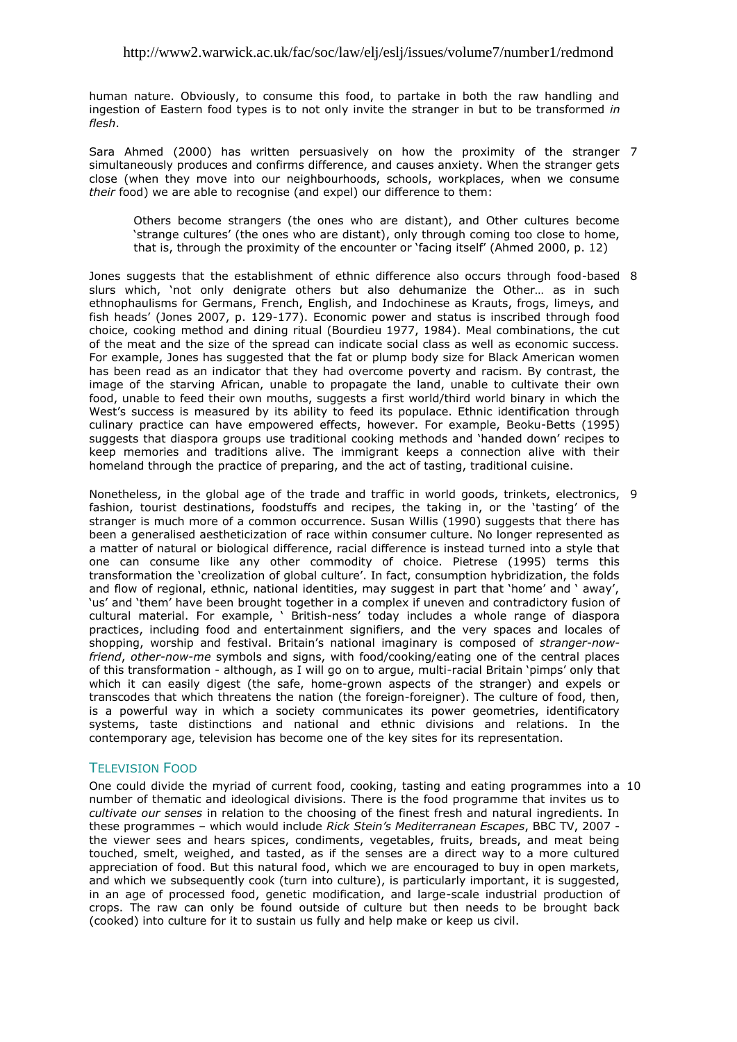human nature. Obviously, to consume this food, to partake in both the raw handling and ingestion of Eastern food types is to not only invite the stranger in but to be transformed *in flesh*.

7 Sara Ahmed (2000) has written persuasively on how the proximity of the stranger simultaneously produces and confirms difference, and causes anxiety. When the stranger gets close (when they move into our neighbourhoods, schools, workplaces, when we consume *their* food) we are able to recognise (and expel) our difference to them:

> Others become strangers (the ones who are distant), and Other cultures become 'strange cultures' (the ones who are distant), only through coming too close to home, that is, through the proximity of the encounter or 'facing itself' (Ahmed 2000, p. 12)

8 Jones suggests that the establishment of ethnic difference also occurs through food-based slurs which, 'not only denigrate others but also dehumanize the Other… as in such ethnophaulisms for Germans, French, English, and Indochinese as Krauts, frogs, limeys, and fish heads' (Jones 2007, p. 129-177). Economic power and status is inscribed through food choice, cooking method and dining ritual (Bourdieu 1977, 1984). Meal combinations, the cut of the meat and the size of the spread can indicate social class as well as economic success. For example, Jones has suggested that the fat or plump body size for Black American women has been read as an indicator that they had overcome poverty and racism. By contrast, the image of the starving African, unable to propagate the land, unable to cultivate their own food, unable to feed their own mouths, suggests a first world/third world binary in which the West's success is measured by its ability to feed its populace. Ethnic identification through culinary practice can have empowered effects, however. For example, Beoku-Betts (1995) suggests that diaspora groups use traditional cooking methods and 'handed down' recipes to keep memories and traditions alive. The immigrant keeps a connection alive with their homeland through the practice of preparing, and the act of tasting, traditional cuisine.

9 Nonetheless, in the global age of the trade and traffic in world goods, trinkets, electronics, fashion, tourist destinations, foodstuffs and recipes, the taking in, or the 'tasting' of the stranger is much more of a common occurrence. Susan Willis (1990) suggests that there has been a generalised aestheticization of race within consumer culture. No longer represented as a matter of natural or biological difference, racial difference is instead turned into a style that one can consume like any other commodity of choice. Pietrese (1995) terms this transformation the 'creolization of global culture'. In fact, consumption hybridization, the folds and flow of regional, ethnic, national identities, may suggest in part that 'home' and ' away', 'us' and 'them' have been brought together in a complex if uneven and contradictory fusion of cultural material. For example, ' British-ness' today includes a whole range of diaspora practices, including food and entertainment signifiers, and the very spaces and locales of shopping, worship and festival. Britain's national imaginary is composed of *stranger-now-friend*, *other-now-me* symbols and signs, with food/cooking/eating one of the central places of this transformation - although, as I will go on to argue, multi-racial Britain 'pimps' only that which it can easily digest (the safe, home-grown aspects of the stranger) and expels or transcodes that which threatens the nation (the foreign-foreigner). The culture of food, then, is a powerful way in which a society communicates its power geometries, identificatory systems, taste distinctions and national and ethnic divisions and relations. In the contemporary age, television has become one of the key sites for its representation.

## Television Food

10 One could divide the myriad of current food, cooking, tasting and eating programmes into a number of thematic and ideological divisions. There is the food programme that invites us to *cultivate our senses* in relation to the choosing of the finest fresh and natural ingredients. In these programmes – which would include *Rick Stein's Mediterranean Escapes*, BBC TV, 2007 - the viewer sees and hears spices, condiments, vegetables, fruits, breads, and meat being touched, smelt, weighed, and tasted, as if the senses are a direct way to a more cultured appreciation of food. But this natural food, which we are encouraged to buy in open markets, and which we subsequently cook (turn into culture), is particularly important, it is suggested, in an age of processed food, genetic modification, and large-scale industrial production of crops. The raw can only be found outside of culture but then needs to be brought back (cooked) into culture for it to sustain us fully and help make or keep us civil.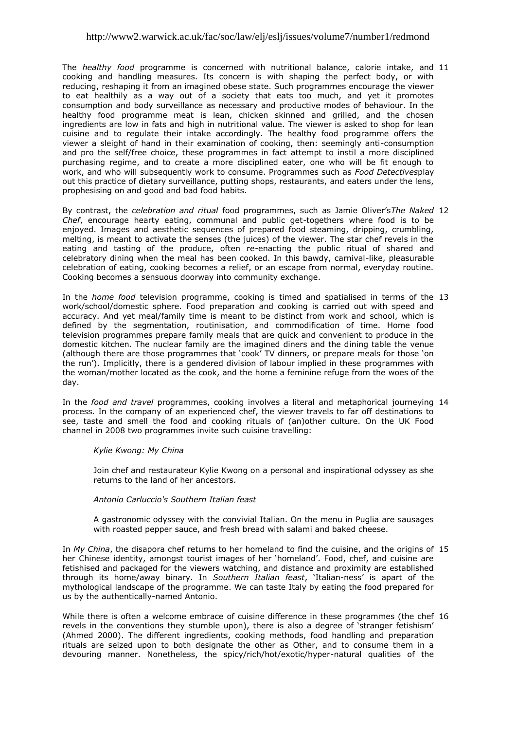The *healthy food* programme is concerned with nutritional balance, calorie intake, and cooking and handling measures. Its concern is with shaping the perfect body, or with reducing, reshaping it from an imagined obese state. Such programmes encourage the viewer to eat healthily as a way out of a society that eats too much, and yet it promotes consumption and body surveillance as necessary and productive modes of behaviour. In the healthy food programme meat is lean, chicken skinned and grilled, and the chosen ingredients are low in fats and high in nutritional value. The viewer is asked to shop for lean cuisine and to regulate their intake accordingly. The healthy food programme offers the viewer a sleight of hand in their examination of cooking, then: seemingly anti-consumption and pro the self/free choice, these programmes in fact attempt to instil a more disciplined purchasing regime, and to create a more disciplined eater, one who will be fit enough to work, and who will subsequently work to consume. Programmes such as *Food Detectives*play out this practice of dietary surveillance, putting shops, restaurants, and eaters under the lens, prophesising on and good and bad food habits. 11

By contrast, the *celebration and ritual* food programmes, such as Jamie Oliver's*The Naked Chef*, encourage hearty eating, communal and public get-togethers where food is to be enjoyed. Images and aesthetic sequences of prepared food steaming, dripping, crumbling, melting, is meant to activate the senses (the juices) of the viewer. The star chef revels in the eating and tasting of the produce, often re-enacting the public ritual of shared and celebratory dining when the meal has been cooked. In this bawdy, carnival-like, pleasurable celebration of eating, cooking becomes a relief, or an escape from normal, everyday routine. Cooking becomes a sensuous doorway into community exchange. 12

In the *home food* television programme, cooking is timed and spatialised in terms of the work/school/domestic sphere. Food preparation and cooking is carried out with speed and accuracy. And yet meal/family time is meant to be distinct from work and school, which is defined by the segmentation, routinisation, and commodification of time. Home food television programmes prepare family meals that are quick and convenient to produce in the domestic kitchen. The nuclear family are the imagined diners and the dining table the venue (although there are those programmes that 'cook' TV dinners, or prepare meals for those 'on the run'). Implicitly, there is a gendered division of labour implied in these programmes with the woman/mother located as the cook, and the home a feminine refuge from the woes of the day. 13

In the *food and travel* programmes, cooking involves a literal and metaphorical journeying process. In the company of an experienced chef, the viewer travels to far off destinations to see, taste and smell the food and cooking rituals of (an)other culture. On the UK Food channel in 2008 two programmes invite such cuisine travelling: 14

> *Kylie Kwong: My China*
>
> Join chef and restaurateur Kylie Kwong on a personal and inspirational odyssey as she returns to the land of her ancestors.
>
> *Antonio Carluccio's Southern Italian feast*
>
> A gastronomic odyssey with the convivial Italian. On the menu in Puglia are sausages with roasted pepper sauce, and fresh bread with salami and baked cheese.

In *My China*, the disapora chef returns to her homeland to find the cuisine, and the origins of her Chinese identity, amongst tourist images of her 'homeland'. Food, chef, and cuisine are fetishised and packaged for the viewers watching, and distance and proximity are established through its home/away binary. In *Southern Italian feast*, 'Italian-ness' is apart of the mythological landscape of the programme. We can taste Italy by eating the food prepared for us by the authentically-named Antonio. 15

While there is often a welcome embrace of cuisine difference in these programmes (the chef revels in the conventions they stumble upon), there is also a degree of 'stranger fetishism' (Ahmed 2000). The different ingredients, cooking methods, food handling and preparation rituals are seized upon to both designate the other as Other, and to consume them in a devouring manner. Nonetheless, the spicy/rich/hot/exotic/hyper-natural qualities of the 16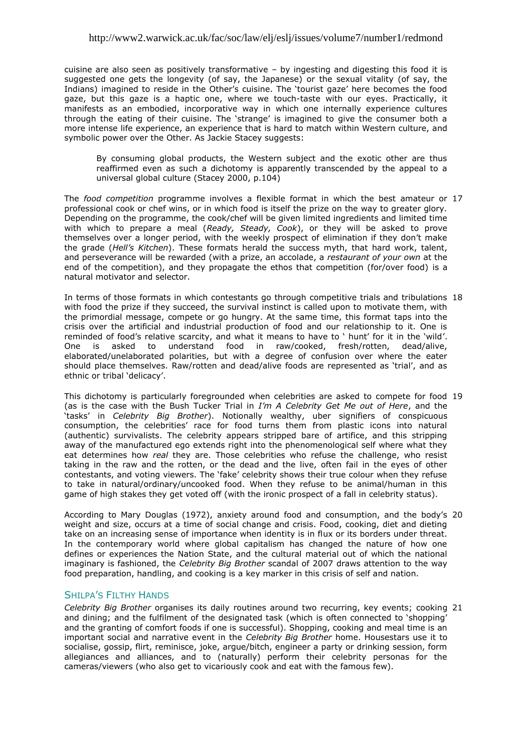cuisine are also seen as positively transformative – by ingesting and digesting this food it is suggested one gets the longevity (of say, the Japanese) or the sexual vitality (of say, the Indians) imagined to reside in the Other's cuisine. The 'tourist gaze' here becomes the food gaze, but this gaze is a haptic one, where we touch-taste with our eyes. Practically, it manifests as an embodied, incorporative way in which one internally experience cultures through the eating of their cuisine. The 'strange' is imagined to give the consumer both a more intense life experience, an experience that is hard to match within Western culture, and symbolic power over the Other. As Jackie Stacey suggests:

> By consuming global products, the Western subject and the exotic other are thus reaffirmed even as such a dichotomy is apparently transcended by the appeal to a universal global culture (Stacey 2000, p.104)

17 The *food competition* programme involves a flexible format in which the best amateur or professional cook or chef wins, or in which food is itself the prize on the way to greater glory. Depending on the programme, the cook/chef will be given limited ingredients and limited time with which to prepare a meal (*Ready, Steady, Cook*), or they will be asked to prove themselves over a longer period, with the weekly prospect of elimination if they don't make the grade (*Hell's Kitchen*). These formats herald the success myth, that hard work, talent, and perseverance will be rewarded (with a prize, an accolade, a *restaurant of your own* at the end of the competition), and they propagate the ethos that competition (for/over food) is a natural motivator and selector.

18 In terms of those formats in which contestants go through competitive trials and tribulations with food the prize if they succeed, the survival instinct is called upon to motivate them, with the primordial message, compete or go hungry. At the same time, this format taps into the crisis over the artificial and industrial production of food and our relationship to it. One is reminded of food's relative scarcity, and what it means to have to ' hunt' for it in the 'wild'. One is asked to understand food in raw/cooked, fresh/rotten, dead/alive, elaborated/unelaborated polarities, but with a degree of confusion over where the eater should place themselves. Raw/rotten and dead/alive foods are represented as 'trial', and as ethnic or tribal 'delicacy'.

19 This dichotomy is particularly foregrounded when celebrities are asked to compete for food (as is the case with the Bush Tucker Trial in *I'm A Celebrity Get Me out of Here*, and the 'tasks' in *Celebrity Big Brother*). Notionally wealthy, uber signifiers of conspicuous consumption, the celebrities' race for food turns them from plastic icons into natural (authentic) survivalists. The celebrity appears stripped bare of artifice, and this stripping away of the manufactured ego extends right into the phenomenological self where what they eat determines how *real* they are. Those celebrities who refuse the challenge, who resist taking in the raw and the rotten, or the dead and the live, often fail in the eyes of other contestants, and voting viewers. The 'fake' celebrity shows their true colour when they refuse to take in natural/ordinary/uncooked food. When they refuse to be animal/human in this game of high stakes they get voted off (with the ironic prospect of a fall in celebrity status).

20 According to Mary Douglas (1972), anxiety around food and consumption, and the body's weight and size, occurs at a time of social change and crisis. Food, cooking, diet and dieting take on an increasing sense of importance when identity is in flux or its borders under threat. In the contemporary world where global capitalism has changed the nature of how one defines or experiences the Nation State, and the cultural material out of which the national imaginary is fashioned, the *Celebrity Big Brother* scandal of 2007 draws attention to the way food preparation, handling, and cooking is a key marker in this crisis of self and nation.

## Shilpa's Filthy Hands

21 *Celebrity Big Brother* organises its daily routines around two recurring, key events; cooking and dining; and the fulfilment of the designated task (which is often connected to 'shopping' and the granting of comfort foods if one is successful). Shopping, cooking and meal time is an important social and narrative event in the *Celebrity Big Brother* home. Housestars use it to socialise, gossip, flirt, reminisce, joke, argue/bitch, engineer a party or drinking session, form allegiances and alliances, and to (naturally) perform their celebrity personas for the cameras/viewers (who also get to vicariously cook and eat with the famous few).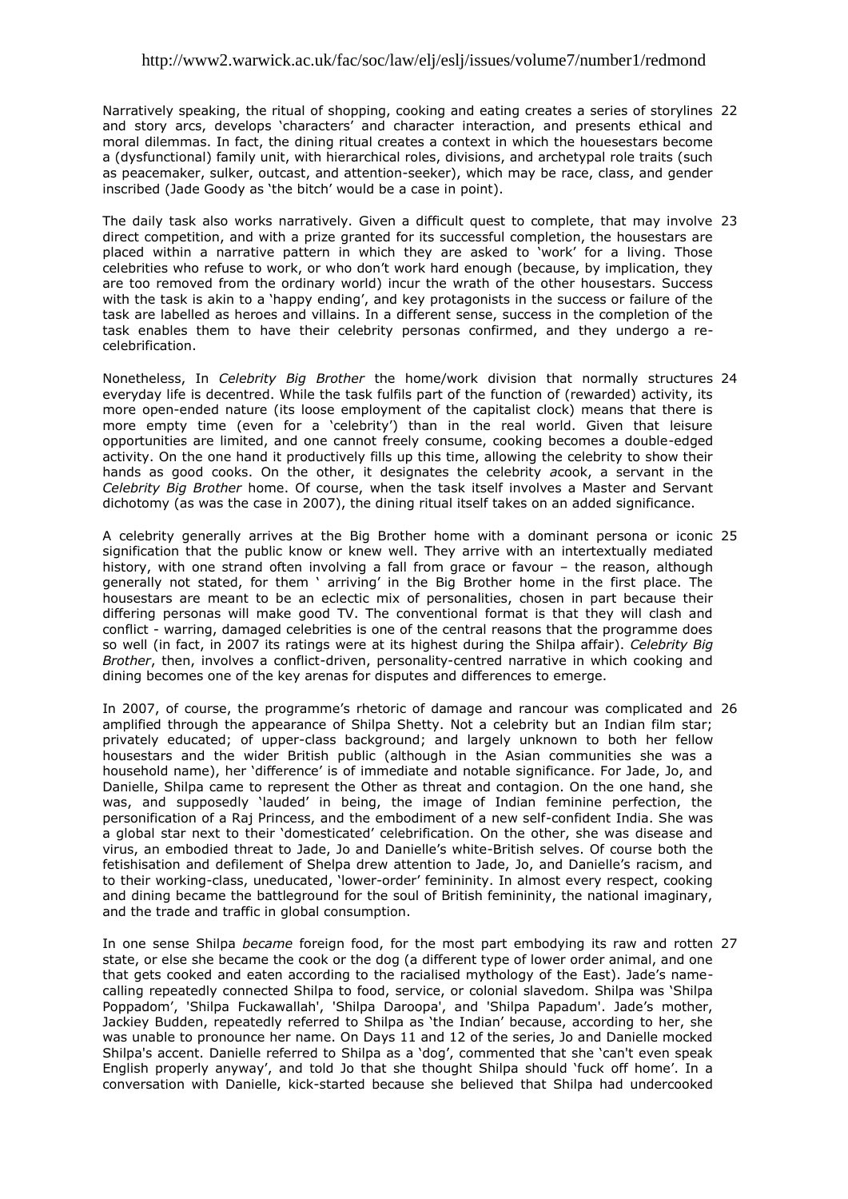Narratively speaking, the ritual of shopping, cooking and eating creates a series of storylines and story arcs, develops 'characters' and character interaction, and presents ethical and moral dilemmas. In fact, the dining ritual creates a context in which the houesestars become a (dysfunctional) family unit, with hierarchical roles, divisions, and archetypal role traits (such as peacemaker, sulker, outcast, and attention-seeker), which may be race, class, and gender inscribed (Jade Goody as 'the bitch' would be a case in point). 22

The daily task also works narratively. Given a difficult quest to complete, that may involve direct competition, and with a prize granted for its successful completion, the housestars are placed within a narrative pattern in which they are asked to 'work' for a living. Those celebrities who refuse to work, or who don't work hard enough (because, by implication, they are too removed from the ordinary world) incur the wrath of the other housestars. Success with the task is akin to a 'happy ending', and key protagonists in the success or failure of the task are labelled as heroes and villains. In a different sense, success in the completion of the task enables them to have their celebrity personas confirmed, and they undergo a re-celebrification. 23

Nonetheless, In *Celebrity Big Brother* the home/work division that normally structures everyday life is decentred. While the task fulfils part of the function of (rewarded) activity, its more open-ended nature (its loose employment of the capitalist clock) means that there is more empty time (even for a 'celebrity') than in the real world. Given that leisure opportunities are limited, and one cannot freely consume, cooking becomes a double-edged activity. On the one hand it productively fills up this time, allowing the celebrity to show their hands as good cooks. On the other, it designates the celebrity *a*cook, a servant in the *Celebrity Big Brother* home. Of course, when the task itself involves a Master and Servant dichotomy (as was the case in 2007), the dining ritual itself takes on an added significance. 24

A celebrity generally arrives at the Big Brother home with a dominant persona or iconic signification that the public know or knew well. They arrive with an intertextually mediated history, with one strand often involving a fall from grace or favour – the reason, although generally not stated, for them ' arriving' in the Big Brother home in the first place. The housestars are meant to be an eclectic mix of personalities, chosen in part because their differing personas will make good TV. The conventional format is that they will clash and conflict - warring, damaged celebrities is one of the central reasons that the programme does so well (in fact, in 2007 its ratings were at its highest during the Shilpa affair). *Celebrity Big Brother*, then, involves a conflict-driven, personality-centred narrative in which cooking and dining becomes one of the key arenas for disputes and differences to emerge. 25

In 2007, of course, the programme's rhetoric of damage and rancour was complicated and amplified through the appearance of Shilpa Shetty. Not a celebrity but an Indian film star; privately educated; of upper-class background; and largely unknown to both her fellow housestars and the wider British public (although in the Asian communities she was a household name), her 'difference' is of immediate and notable significance. For Jade, Jo, and Danielle, Shilpa came to represent the Other as threat and contagion. On the one hand, she was, and supposedly 'lauded' in being, the image of Indian feminine perfection, the personification of a Raj Princess, and the embodiment of a new self-confident India. She was a global star next to their 'domesticated' celebrification. On the other, she was disease and virus, an embodied threat to Jade, Jo and Danielle's white-British selves. Of course both the fetishisation and defilement of Shelpa drew attention to Jade, Jo, and Danielle's racism, and to their working-class, uneducated, 'lower-order' femininity. In almost every respect, cooking and dining became the battleground for the soul of British femininity, the national imaginary, and the trade and traffic in global consumption. 26

In one sense Shilpa *became* foreign food, for the most part embodying its raw and rotten state, or else she became the cook or the dog (a different type of lower order animal, and one that gets cooked and eaten according to the racialised mythology of the East). Jade's name-calling repeatedly connected Shilpa to food, service, or colonial slavedom. Shilpa was 'Shilpa Poppadom', 'Shilpa Fuckawallah', 'Shilpa Daroopa', and 'Shilpa Papadum'. Jade's mother, Jackiey Budden, repeatedly referred to Shilpa as 'the Indian' because, according to her, she was unable to pronounce her name. On Days 11 and 12 of the series, Jo and Danielle mocked Shilpa's accent. Danielle referred to Shilpa as a 'dog', commented that she 'can't even speak English properly anyway', and told Jo that she thought Shilpa should 'fuck off home'. In a conversation with Danielle, kick-started because she believed that Shilpa had undercooked 27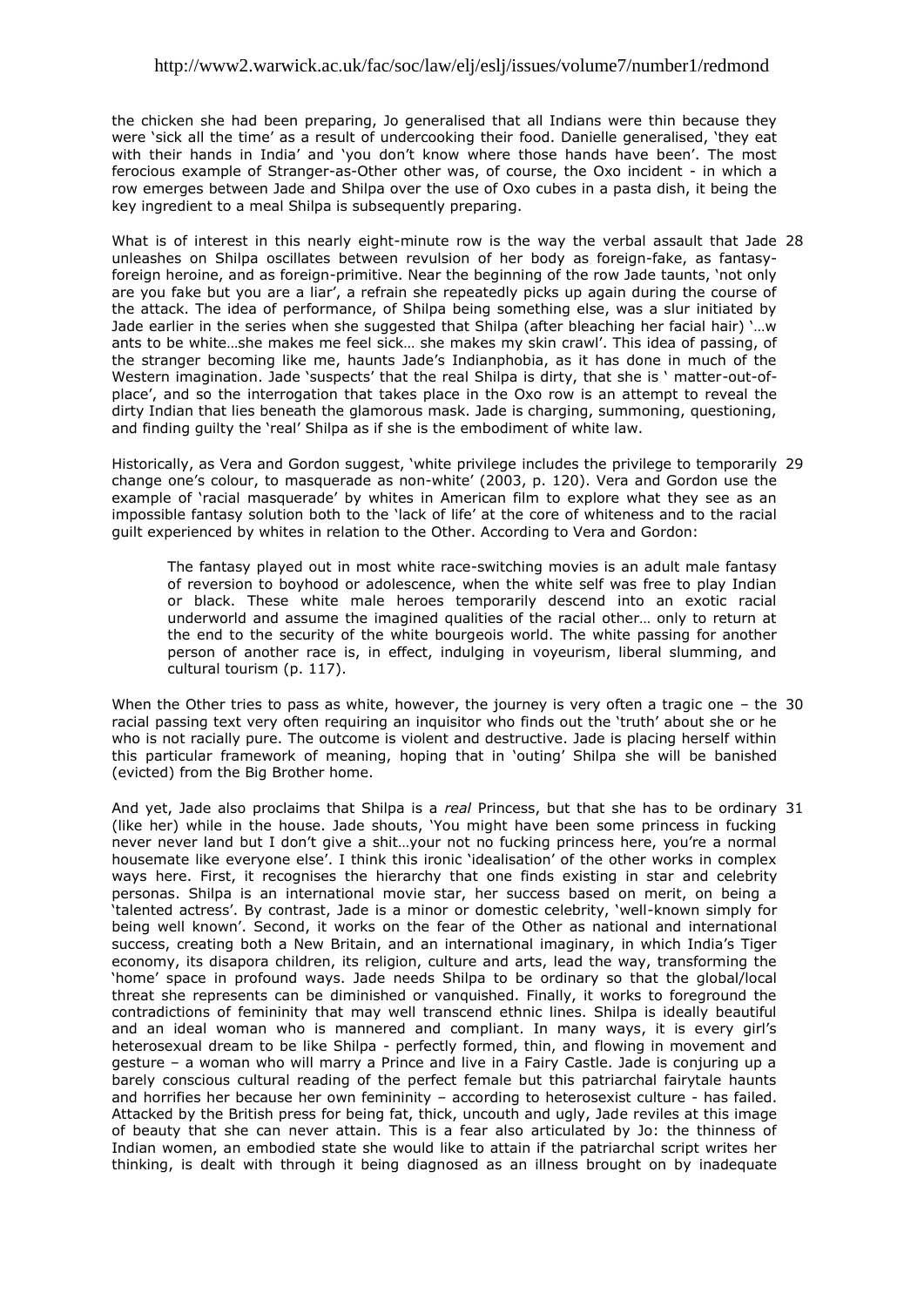the chicken she had been preparing, Jo generalised that all Indians were thin because they were 'sick all the time' as a result of undercooking their food. Danielle generalised, 'they eat with their hands in India' and 'you don't know where those hands have been'. The most ferocious example of Stranger-as-Other other was, of course, the Oxo incident - in which a row emerges between Jade and Shilpa over the use of Oxo cubes in a pasta dish, it being the key ingredient to a meal Shilpa is subsequently preparing.

28 What is of interest in this nearly eight-minute row is the way the verbal assault that Jade unleashes on Shilpa oscillates between revulsion of her body as foreign-fake, as fantasy-foreign heroine, and as foreign-primitive. Near the beginning of the row Jade taunts, 'not only are you fake but you are a liar', a refrain she repeatedly picks up again during the course of the attack. The idea of performance, of Shilpa being something else, was a slur initiated by Jade earlier in the series when she suggested that Shilpa (after bleaching her facial hair) '…w ants to be white…she makes me feel sick… she makes my skin crawl'. This idea of passing, of the stranger becoming like me, haunts Jade's Indianphobia, as it has done in much of the Western imagination. Jade 'suspects' that the real Shilpa is dirty, that she is ' matter-out-of-place', and so the interrogation that takes place in the Oxo row is an attempt to reveal the dirty Indian that lies beneath the glamorous mask. Jade is charging, summoning, questioning, and finding guilty the 'real' Shilpa as if she is the embodiment of white law.

29 Historically, as Vera and Gordon suggest, 'white privilege includes the privilege to temporarily change one's colour, to masquerade as non-white' (2003, p. 120). Vera and Gordon use the example of 'racial masquerade' by whites in American film to explore what they see as an impossible fantasy solution both to the 'lack of life' at the core of whiteness and to the racial guilt experienced by whites in relation to the Other. According to Vera and Gordon:

> The fantasy played out in most white race-switching movies is an adult male fantasy of reversion to boyhood or adolescence, when the white self was free to play Indian or black. These white male heroes temporarily descend into an exotic racial underworld and assume the imagined qualities of the racial other… only to return at the end to the security of the white bourgeois world. The white passing for another person of another race is, in effect, indulging in voyeurism, liberal slumming, and cultural tourism (p. 117).

30 When the Other tries to pass as white, however, the journey is very often a tragic one – the racial passing text very often requiring an inquisitor who finds out the 'truth' about she or he who is not racially pure. The outcome is violent and destructive. Jade is placing herself within this particular framework of meaning, hoping that in 'outing' Shilpa she will be banished (evicted) from the Big Brother home.

31 And yet, Jade also proclaims that Shilpa is a *real* Princess, but that she has to be ordinary (like her) while in the house. Jade shouts, 'You might have been some princess in fucking never never land but I don't give a shit…your not no fucking princess here, you're a normal housemate like everyone else'. I think this ironic 'idealisation' of the other works in complex ways here. First, it recognises the hierarchy that one finds existing in star and celebrity personas. Shilpa is an international movie star, her success based on merit, on being a 'talented actress'. By contrast, Jade is a minor or domestic celebrity, 'well-known simply for being well known'. Second, it works on the fear of the Other as national and international success, creating both a New Britain, and an international imaginary, in which India's Tiger economy, its disapora children, its religion, culture and arts, lead the way, transforming the 'home' space in profound ways. Jade needs Shilpa to be ordinary so that the global/local threat she represents can be diminished or vanquished. Finally, it works to foreground the contradictions of femininity that may well transcend ethnic lines. Shilpa is ideally beautiful and an ideal woman who is mannered and compliant. In many ways, it is every girl's heterosexual dream to be like Shilpa - perfectly formed, thin, and flowing in movement and gesture – a woman who will marry a Prince and live in a Fairy Castle. Jade is conjuring up a barely conscious cultural reading of the perfect female but this patriarchal fairytale haunts and horrifies her because her own femininity – according to heterosexist culture - has failed. Attacked by the British press for being fat, thick, uncouth and ugly, Jade reviles at this image of beauty that she can never attain. This is a fear also articulated by Jo: the thinness of Indian women, an embodied state she would like to attain if the patriarchal script writes her thinking, is dealt with through it being diagnosed as an illness brought on by inadequate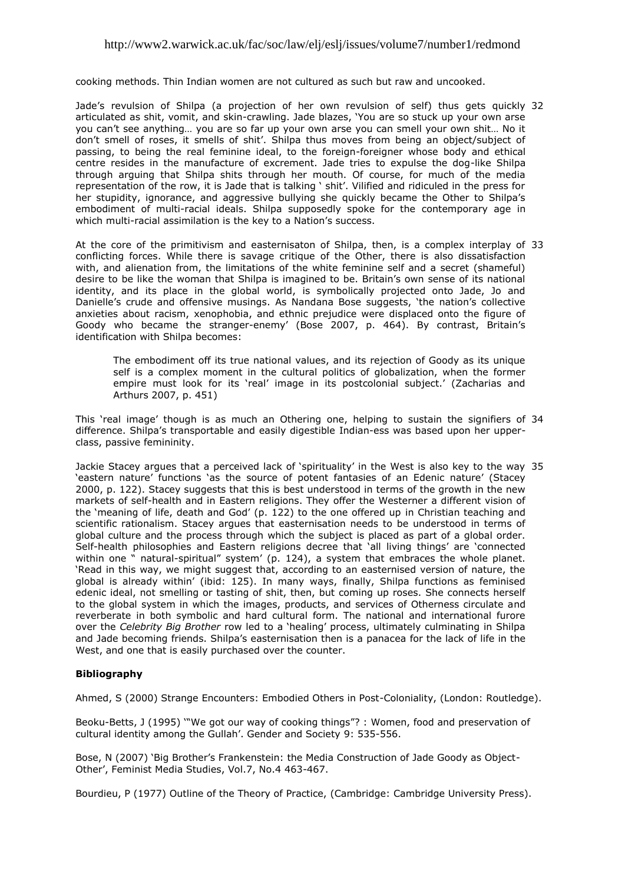cooking methods. Thin Indian women are not cultured as such but raw and uncooked.

Jade's revulsion of Shilpa (a projection of her own revulsion of self) thus gets quickly 32 articulated as shit, vomit, and skin-crawling. Jade blazes, 'You are so stuck up your own arse you can't see anything… you are so far up your own arse you can smell your own shit… No it don't smell of roses, it smells of shit'. Shilpa thus moves from being an object/subject of passing, to being the real feminine ideal, to the foreign-foreigner whose body and ethical centre resides in the manufacture of excrement. Jade tries to expulse the dog-like Shilpa through arguing that Shilpa shits through her mouth. Of course, for much of the media representation of the row, it is Jade that is talking ' shit'. Vilified and ridiculed in the press for her stupidity, ignorance, and aggressive bullying she quickly became the Other to Shilpa's embodiment of multi-racial ideals. Shilpa supposedly spoke for the contemporary age in which multi-racial assimilation is the key to a Nation's success.

At the core of the primitivism and easternisaton of Shilpa, then, is a complex interplay of 33 conflicting forces. While there is savage critique of the Other, there is also dissatisfaction with, and alienation from, the limitations of the white feminine self and a secret (shameful) desire to be like the woman that Shilpa is imagined to be. Britain's own sense of its national identity, and its place in the global world, is symbolically projected onto Jade, Jo and Danielle's crude and offensive musings. As Nandana Bose suggests, 'the nation's collective anxieties about racism, xenophobia, and ethnic prejudice were displaced onto the figure of Goody who became the stranger-enemy' (Bose 2007, p. 464). By contrast, Britain's identification with Shilpa becomes:

> The embodiment off its true national values, and its rejection of Goody as its unique self is a complex moment in the cultural politics of globalization, when the former empire must look for its 'real' image in its postcolonial subject.' (Zacharias and Arthurs 2007, p. 451)

This 'real image' though is as much an Othering one, helping to sustain the signifiers of 34 difference. Shilpa's transportable and easily digestible Indian-ess was based upon her upper-class, passive femininity.

Jackie Stacey argues that a perceived lack of 'spirituality' in the West is also key to the way 35 'eastern nature' functions 'as the source of potent fantasies of an Edenic nature' (Stacey 2000, p. 122). Stacey suggests that this is best understood in terms of the growth in the new markets of self-health and in Eastern religions. They offer the Westerner a different vision of the 'meaning of life, death and God' (p. 122) to the one offered up in Christian teaching and scientific rationalism. Stacey argues that easternisation needs to be understood in terms of global culture and the process through which the subject is placed as part of a global order. Self-health philosophies and Eastern religions decree that 'all living things' are 'connected within one " natural-spiritual" system' (p. 124), a system that embraces the whole planet. 'Read in this way, we might suggest that, according to an easternised version of nature, the global is already within' (ibid: 125). In many ways, finally, Shilpa functions as feminised edenic ideal, not smelling or tasting of shit, then, but coming up roses. She connects herself to the global system in which the images, products, and services of Otherness circulate and reverberate in both symbolic and hard cultural form. The national and international furore over the *Celebrity Big Brother* row led to a 'healing' process, ultimately culminating in Shilpa and Jade becoming friends. Shilpa's easternisation then is a panacea for the lack of life in the West, and one that is easily purchased over the counter.

**Bibliography**

Ahmed, S (2000) Strange Encounters: Embodied Others in Post-Coloniality, (London: Routledge).

Beoku-Betts, J (1995) '"We got our way of cooking things"? : Women, food and preservation of cultural identity among the Gullah'. Gender and Society 9: 535-556.

Bose, N (2007) 'Big Brother's Frankenstein: the Media Construction of Jade Goody as Object-Other', Feminist Media Studies, Vol.7, No.4 463-467.

Bourdieu, P (1977) Outline of the Theory of Practice, (Cambridge: Cambridge University Press).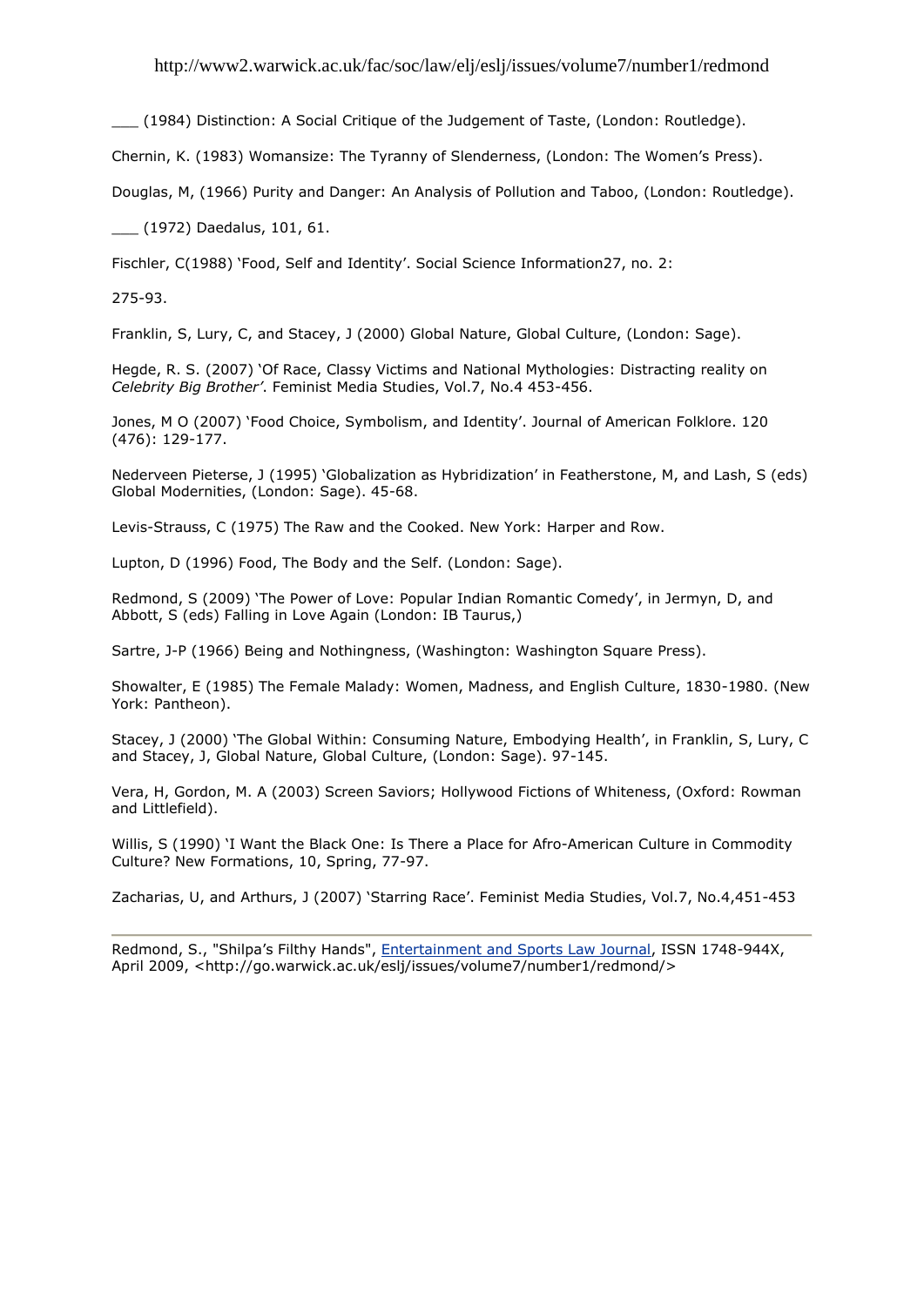___ (1984) Distinction: A Social Critique of the Judgement of Taste, (London: Routledge).

Chernin, K. (1983) Womansize: The Tyranny of Slenderness, (London: The Women's Press).

Douglas, M, (1966) Purity and Danger: An Analysis of Pollution and Taboo, (London: Routledge).

___ (1972) Daedalus, 101, 61.

Fischler, C(1988) 'Food, Self and Identity'. Social Science Information27, no. 2:

275-93.

Franklin, S, Lury, C, and Stacey, J (2000) Global Nature, Global Culture, (London: Sage).

Hegde, R. S. (2007) 'Of Race, Classy Victims and National Mythologies: Distracting reality on *Celebrity Big Brother'*. Feminist Media Studies, Vol.7, No.4 453-456.

Jones, M O (2007) 'Food Choice, Symbolism, and Identity'. Journal of American Folklore. 120 (476): 129-177.

Nederveen Pieterse, J (1995) 'Globalization as Hybridization' in Featherstone, M, and Lash, S (eds) Global Modernities, (London: Sage). 45-68.

Levis-Strauss, C (1975) The Raw and the Cooked. New York: Harper and Row.

Lupton, D (1996) Food, The Body and the Self. (London: Sage).

Redmond, S (2009) 'The Power of Love: Popular Indian Romantic Comedy', in Jermyn, D, and Abbott, S (eds) Falling in Love Again (London: IB Taurus,)

Sartre, J-P (1966) Being and Nothingness, (Washington: Washington Square Press).

Showalter, E (1985) The Female Malady: Women, Madness, and English Culture, 1830-1980. (New York: Pantheon).

Stacey, J (2000) 'The Global Within: Consuming Nature, Embodying Health', in Franklin, S, Lury, C and Stacey, J, Global Nature, Global Culture, (London: Sage). 97-145.

Vera, H, Gordon, M. A (2003) Screen Saviors; Hollywood Fictions of Whiteness, (Oxford: Rowman and Littlefield).

Willis, S (1990) 'I Want the Black One: Is There a Place for Afro-American Culture in Commodity Culture? New Formations, 10, Spring, 77-97.

Zacharias, U, and Arthurs, J (2007) 'Starring Race'. Feminist Media Studies, Vol.7, No.4,451-453

---

Redmond, S., "Shilpa's Filthy Hands", Entertainment and Sports Law Journal, ISSN 1748-944X, April 2009, <http://go.warwick.ac.uk/eslj/issues/volume7/number1/redmond/>